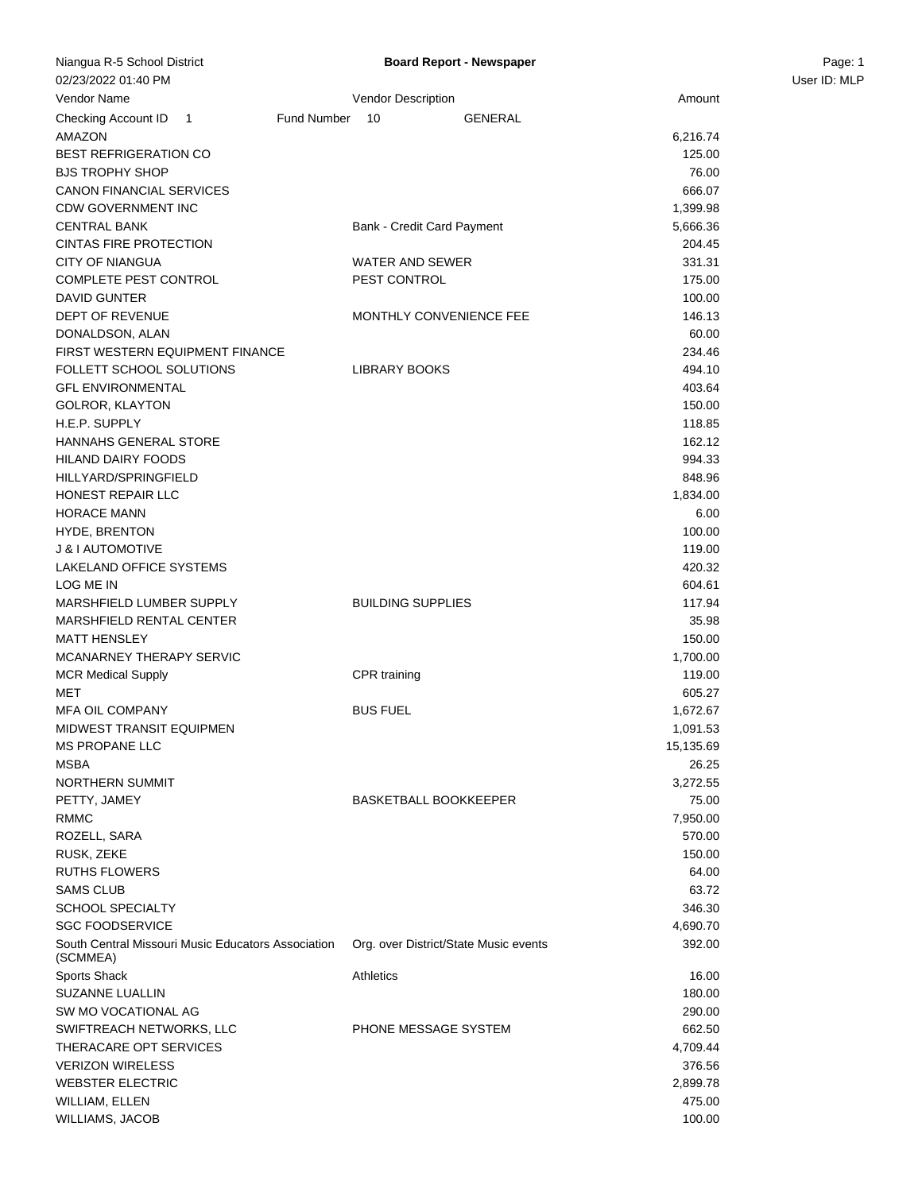Niangua R-5 School District

**Board Report - Newspaper**

02/23/2022 01:40 PM

User ID: MLP

Checking Account ID 1 Fund Number 10 GENERAL

| Vendor Name | Vendor Description | Amount |
|---|---|---|
| AMAZON | | 6,216.74 |
| BEST REFRIGERATION CO | | 125.00 |
| BJS TROPHY SHOP | | 76.00 |
| CANON FINANCIAL SERVICES | | 666.07 |
| CDW GOVERNMENT INC | | 1,399.98 |
| CENTRAL BANK | Bank - Credit Card Payment | 5,666.36 |
| CINTAS FIRE PROTECTION | | 204.45 |
| CITY OF NIANGUA | WATER AND SEWER | 331.31 |
| COMPLETE PEST CONTROL | PEST CONTROL | 175.00 |
| DAVID GUNTER | | 100.00 |
| DEPT OF REVENUE | MONTHLY CONVENIENCE FEE | 146.13 |
| DONALDSON, ALAN | | 60.00 |
| FIRST WESTERN EQUIPMENT FINANCE | | 234.46 |
| FOLLETT SCHOOL SOLUTIONS | LIBRARY BOOKS | 494.10 |
| GFL ENVIRONMENTAL | | 403.64 |
| GOLROR, KLAYTON | | 150.00 |
| H.E.P. SUPPLY | | 118.85 |
| HANNAHS GENERAL STORE | | 162.12 |
| HILAND DAIRY FOODS | | 994.33 |
| HILLYARD/SPRINGFIELD | | 848.96 |
| HONEST REPAIR LLC | | 1,834.00 |
| HORACE MANN | | 6.00 |
| HYDE, BRENTON | | 100.00 |
| J & I AUTOMOTIVE | | 119.00 |
| LAKELAND OFFICE SYSTEMS | | 420.32 |
| LOG ME IN | | 604.61 |
| MARSHFIELD LUMBER SUPPLY | BUILDING SUPPLIES | 117.94 |
| MARSHFIELD RENTAL CENTER | | 35.98 |
| MATT HENSLEY | | 150.00 |
| MCANARNEY THERAPY SERVIC | | 1,700.00 |
| MCR Medical Supply | CPR training | 119.00 |
| MET | | 605.27 |
| MFA OIL COMPANY | BUS FUEL | 1,672.67 |
| MIDWEST TRANSIT EQUIPMEN | | 1,091.53 |
| MS PROPANE LLC | | 15,135.69 |
| MSBA | | 26.25 |
| NORTHERN SUMMIT | | 3,272.55 |
| PETTY, JAMEY | BASKETBALL BOOKKEEPER | 75.00 |
| RMMC | | 7,950.00 |
| ROZELL, SARA | | 570.00 |
| RUSK, ZEKE | | 150.00 |
| RUTHS FLOWERS | | 64.00 |
| SAMS CLUB | | 63.72 |
| SCHOOL SPECIALTY | | 346.30 |
| SGC FOODSERVICE | | 4,690.70 |
| South Central Missouri Music Educators Association (SCMMEA) | Org. over District/State Music events | 392.00 |
| Sports Shack | Athletics | 16.00 |
| SUZANNE LUALLIN | | 180.00 |
| SW MO VOCATIONAL AG | | 290.00 |
| SWIFTREACH NETWORKS, LLC | PHONE MESSAGE SYSTEM | 662.50 |
| THERACARE OPT SERVICES | | 4,709.44 |
| VERIZON WIRELESS | | 376.56 |
| WEBSTER ELECTRIC | | 2,899.78 |
| WILLIAM, ELLEN | | 475.00 |
| WILLIAMS, JACOB | | 100.00 |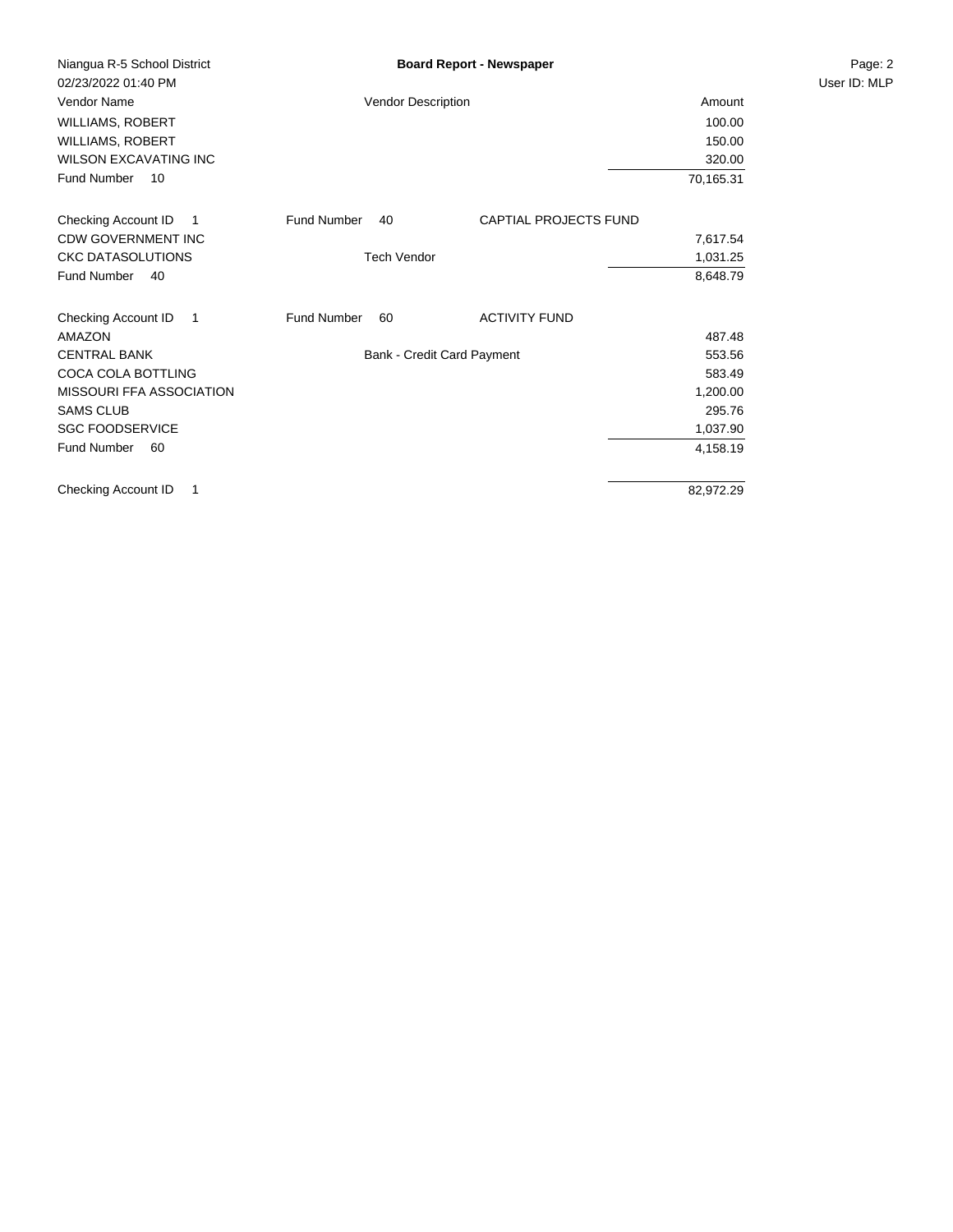| Vendor Name | Vendor Description | | Amount |
|---|---|---|---|
| WILLIAMS, ROBERT | | | 100.00 |
| WILLIAMS, ROBERT | | | 150.00 |
| WILSON EXCAVATING INC | | | 320.00 |
| Fund Number 10 | | | 70,165.31 |
| Checking Account ID 1 | Fund Number 40 | CAPTIAL PROJECTS FUND | |
| CDW GOVERNMENT INC | | | 7,617.54 |
| CKC DATASOLUTIONS | Tech Vendor | | 1,031.25 |
| Fund Number 40 | | | 8,648.79 |
| Checking Account ID 1 | Fund Number 60 | ACTIVITY FUND | |
| AMAZON | | | 487.48 |
| CENTRAL BANK | Bank - Credit Card Payment | | 553.56 |
| COCA COLA BOTTLING | | | 583.49 |
| MISSOURI FFA ASSOCIATION | | | 1,200.00 |
| SAMS CLUB | | | 295.76 |
| SGC FOODSERVICE | | | 1,037.90 |
| Fund Number 60 | | | 4,158.19 |
| Checking Account ID 1 | | | 82,972.29 |